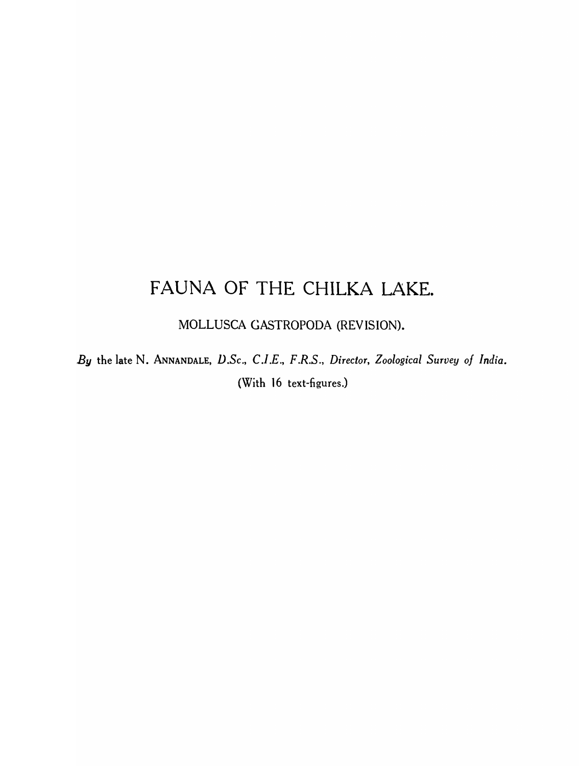# FAUNA OF THE CHILKA LAKE.

## MOLLUSCA GASTROPODA (REVISION).

*By* the late N. ANNANDALE, *D.Sc., C.I.E., F.R.S., Director, Zoological Survey of India.*

(With 16 text-figures.)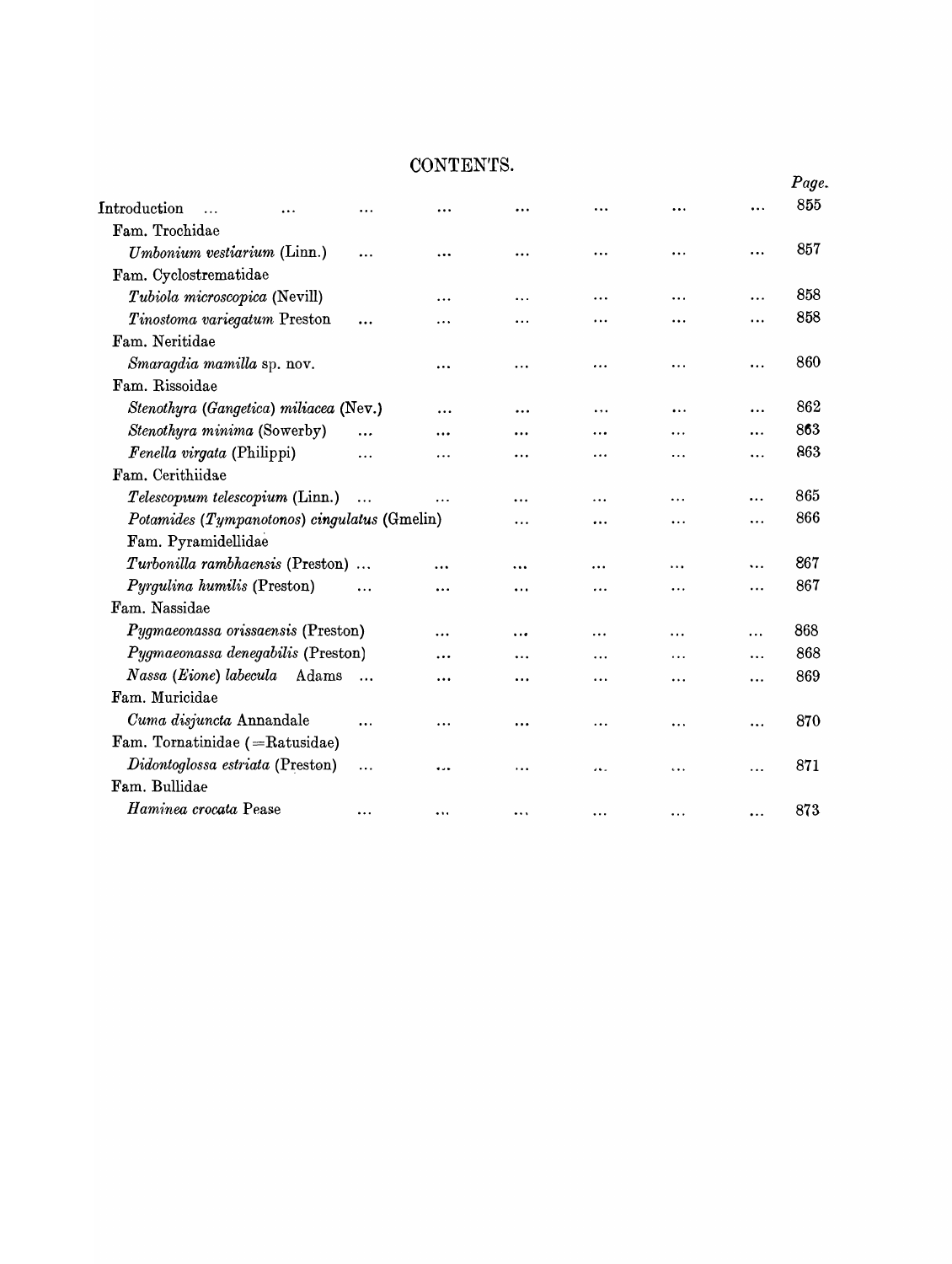## CONTENTS.

| | Page. |
|---|---|
| Introduction | 855 |
| Fam. Trochidae | |
| *Umbonium vestiarium* (Linn.) | 857 |
| Fam. Cyclostrematidae | |
| *Tubiola microscopica* (Nevill) | 858 |
| *Tinostoma variegatum* Preston | 858 |
| Fam. Neritidae | |
| *Smaragdia mamilla* sp. nov. | 860 |
| Fam. Rissoidae | |
| *Stenothyra (Gangetica) miliacea* (Nev.) | 862 |
| *Stenothyra minima* (Sowerby) | 863 |
| *Fenella virgata* (Philippi) | 863 |
| Fam. Cerithiidae | |
| *Telescopium telescopium* (Linn.) | 865 |
| *Potamides (Tympanotonos) cingulatus* (Gmelin) | 866 |
| Fam. Pyramidellidae | |
| *Turbonilla rambhaensis* (Preston) | 867 |
| *Pyrgulina humilis* (Preston) | 867 |
| Fam. Nassidae | |
| *Pygmaeonassa orissaensis* (Preston) | 868 |
| *Pygmaeonassa denegabilis* (Preston) | 868 |
| *Nassa (Eione) labecula* Adams | 869 |
| Fam. Muricidae | |
| *Cuma disjuncta* Annandale | 870 |
| Fam. Tornatinidae (=Ratusidae) | |
| *Didontoglossa estriata* (Preston) | 871 |
| Fam. Bullidae | |
| *Haminea crocata* Pease | 873 |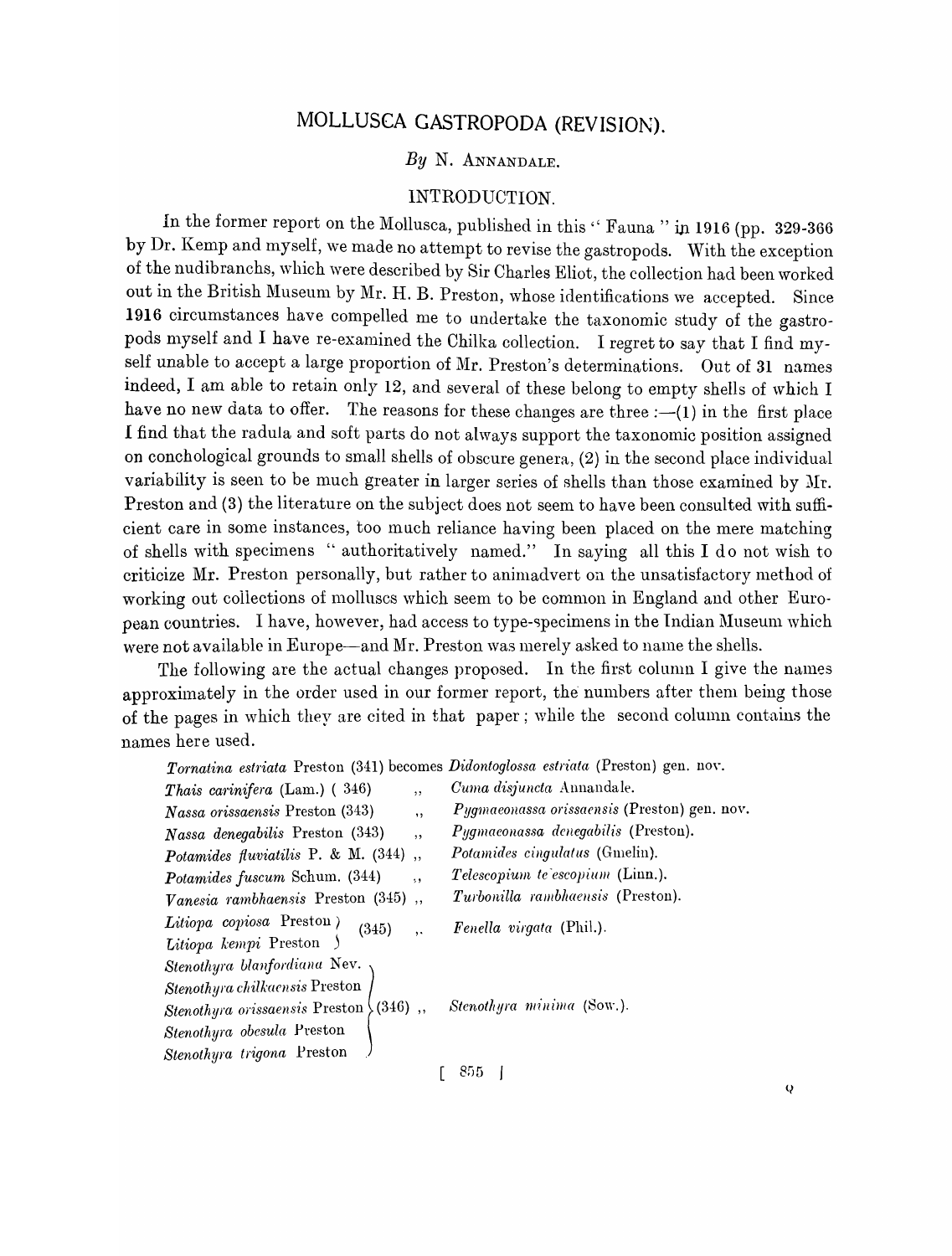# MOLLUSCA GASTROPODA (REVISION).

*By* N. ANNANDALE.

## INTRODUCTION.

In the former report on the Mollusca, published in this " Fauna " in 1916 (pp. 329-366 by Dr. Kemp and myself, we made no attempt to revise the gastropods. With the exception of the nudibranchs, which were described by Sir Charles Eliot, the collection had been worked out in the British Museum by Mr. H. B. Preston, whose identifications we accepted. Since **1916** circumstances have compelled me to undertake the taxonomic study of the gastropods myself and I have re-examined the Chilka collection. I regret to say that I find myself unable to accept a large proportion of Mr. Preston's determinations. Out of **31** names indeed, I am able to retain only 12, and several of these belong to empty shells of which I have no new data to offer. The reasons for these changes are three :—(1) in the first place I find that the radula and soft parts do not always support the taxonomic position assigned on conchological grounds to small shells of obscure genera, (2) in the second place individual variability is seen to be much greater in larger series of shells than those examined by Mr. Preston and (3) the literature on the subject does not seem to have been consulted with sufficient care in some instances, too much reliance having been placed on the mere matching of shells with specimens " authoritatively named." In saying all this I do not wish to criticize Mr. Preston personally, but rather to animadvert on the unsatisfactory method of working out collections of molluscs which seem to be common in England and other European countries. I have, however, had access to type-specimens in the Indian Museum which were not available in Europe—and Mr. Preston was merely asked to name the shells.

The following are the actual changes proposed. In the first column I give the names approximately in the order used in our former report, the numbers after them being those of the pages in which they are cited in that paper; while the second column contains the names here used.

| | | |
|---|---|---|
| *Tornatina estriata* Preston (341) | becomes | *Didontoglossa estriata* (Preston) gen. nov. |
| *Thais carinifera* (Lam.) (346) | ,, | *Cuma disjuncta* Annandale. |
| *Nassa orissaensis* Preston (343) | ,, | *Pygmaeonassa orissaensis* (Preston) gen. nov. |
| *Nassa denegabilis* Preston (343) | ,, | *Pygmaeonassa denegabilis* (Preston). |
| *Potamides fluviatilis* P. & M. (344) | ,, | *Potamides cingulatus* (Gmelin). |
| *Potamides fuscum* Schum. (344) | ,, | *Telescopium telescopium* (Linn.). |
| *Vanesia rambhaensis* Preston (345) | ,, | *Turbonilla rambhaensis* (Preston). |
| *Litiopa copiosa* Preston, *Litiopa kempi* Preston (345) | ,, | *Fenella virgata* (Phil.). |
| *Stenothyra blanfordiana* Nev., *Stenothyra chilkaensis* Preston, *Stenothyra orissaensis* Preston, *Stenothyra obesula* Preston, *Stenothyra trigona* Preston (346) | ,, | *Stenothyra minima* (Sow.). |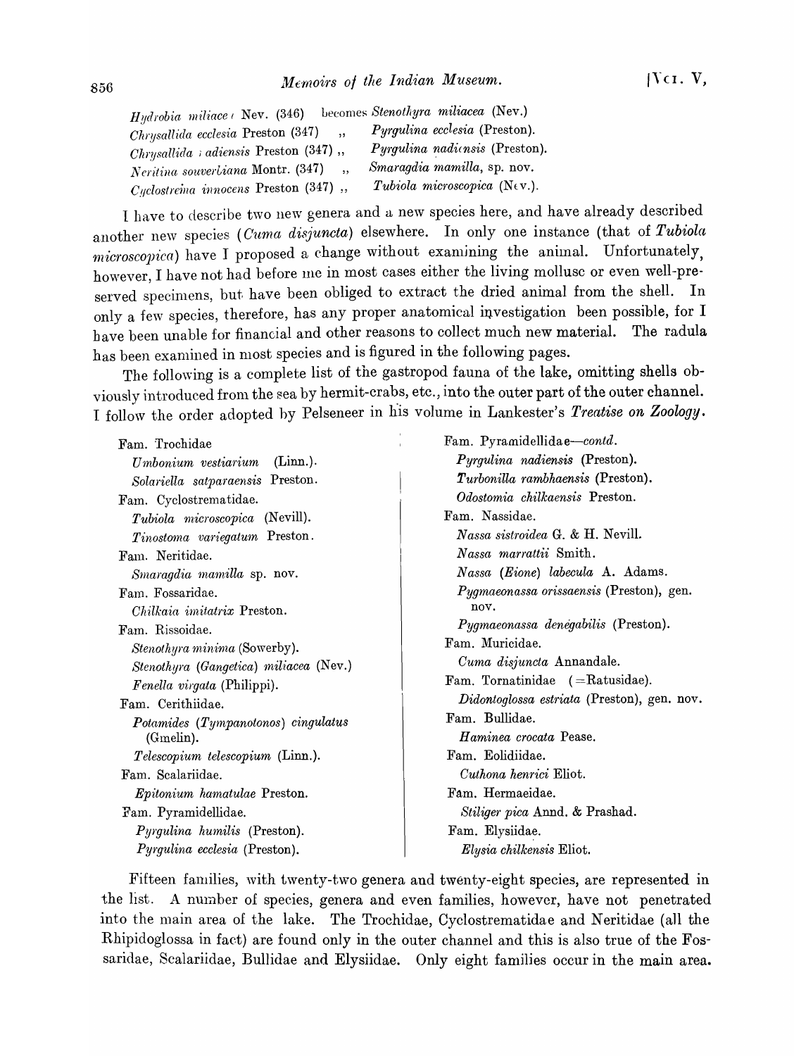*Hydrobia miliacea* Nev. (346) becomes *Stenothyra miliacea* (Nev.)
*Chrysallida ecclesia* Preston (347) ,, *Pyrgulina ecclesia* (Preston).
*Chrysallida nadiensis* Preston (347) ,, *Pyrgulina nadiensis* (Preston).
*Neritina souverbiana* Montr. (347) ,, *Smaragdia mamilla*, sp. nov.
*Cyclostrema innocens* Preston (347) ,, *Tubiola microscopica* (Nev.).

I have to describe two new genera and a new species here, and have already described another new species (*Cuma disjuncta*) elsewhere. In only one instance (that of *Tubiola microscopica*) have I proposed a change without examining the animal. Unfortunately, however, I have not had before me in most cases either the living mollusc or even well-preserved specimens, but have been obliged to extract the dried animal from the shell. In only a few species, therefore, has any proper anatomical investigation been possible, for I have been unable for financial and other reasons to collect much new material. The radula has been examined in most species and is figured in the following pages.

The following is a complete list of the gastropod fauna of the lake, omitting shells obviously introduced from the sea by hermit-crabs, etc., into the outer part of the outer channel. I follow the order adopted by Pelseneer in his volume in Lankester's *Treatise on Zoology*.

Fam. Trochidae
- *Umbonium vestiarium* (Linn.).
- *Solariella satparaensis* Preston.

Fam. Cyclostrematidae.
- *Tubiola microscopica* (Nevill).
- *Tinostoma variegatum* Preston.

Fam. Neritidae.
- *Smaragdia mamilla* sp. nov.

Fam. Fossaridae.
- *Chilkaia imitatrix* Preston.

Fam. Rissoidae.
- *Stenothyra minima* (Sowerby).
- *Stenothyra (Gangetica) miliacea* (Nev.)
- *Fenella virgata* (Philippi).

Fam. Cerithiidae.
- *Potamides (Tympanotonos) cingulatus* (Gmelin).
- *Telescopium telescopium* (Linn.).

Fam. Scalariidae.
- *Epitonium hamatulae* Preston.

Fam. Pyramidellidae.
- *Pyrgulina humilis* (Preston).
- *Pyrgulina ecclesia* (Preston).

Fam. Pyramidellidae—*contd*.
- *Pyrgulina nadiensis* (Preston).
- *Turbonilla rambhaensis* (Preston).
- *Odostomia chilkaensis* Preston.

Fam. Nassidae.
- *Nassa sistroidea* G. & H. Nevill.
- *Nassa marrattii* Smith.
- *Nassa (Eione) labecula* A. Adams.
- *Pygmaeonassa orissaensis* (Preston), gen. nov.
- *Pygmaeonassa denegabilis* (Preston).

Fam. Muricidae.
- *Cuma disjuncta* Annandale.

Fam. Tornatinidae (=Ratusidae).
- *Didontoglossa estriata* (Preston), gen. nov.

Fam. Bullidae.
- *Haminea crocata* Pease.

Fam. Eolidiidae.
- *Cuthona henrici* Eliot.

Fam. Hermaeidae.
- *Stiliger pica* Annd. & Prashad.

Fam. Elysiidae.
- *Elysia chilkensis* Eliot.

Fifteen families, with twenty-two genera and twenty-eight species, are represented in the list. A number of species, genera and even families, however, have not penetrated into the main area of the lake. The Trochidae, Cyclostrematidae and Neritidae (all the Rhipidoglossa in fact) are found only in the outer channel and this is also true of the Fossaridae, Scalariidae, Bullidae and Elysiidae. Only eight families occur in the main area.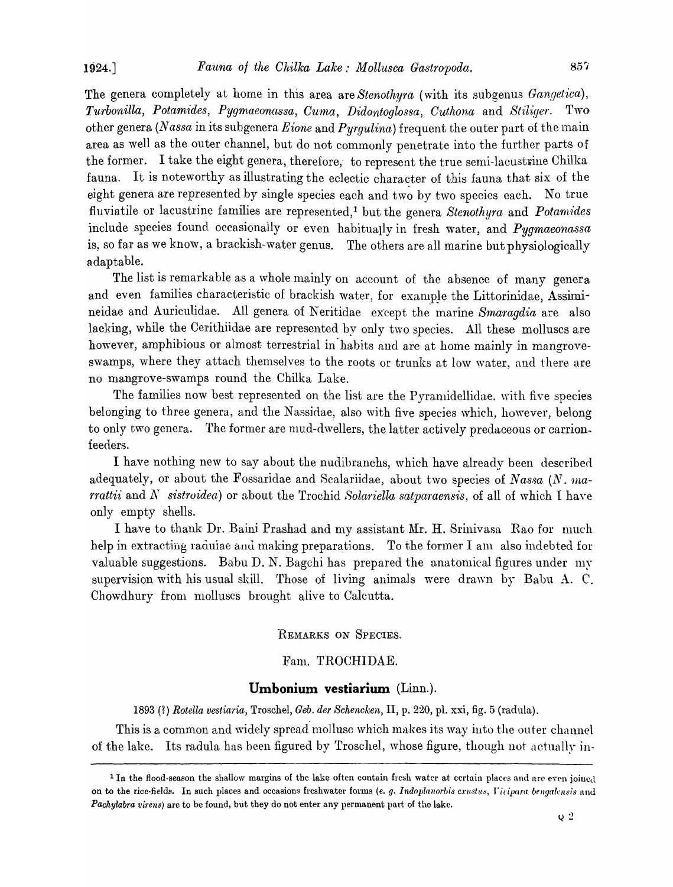The genera completely at home in this area are *Stenothyra* (with its subgenus *Gangetica*), *Turbonilla*, *Potamides*, *Pygmaeonassa*, *Cuma*, *Didontoglossa*, *Cuthona* and *Stiliger*. Two other genera (*Nassa* in its subgenera *Eione* and *Pyrgulina*) frequent the outer part of the main area as well as the outer channel, but do not commonly penetrate into the further parts of the former. I take the eight genera, therefore, to represent the true semi-lacustrine Chilka fauna. It is noteworthy as illustrating the eclectic character of this fauna that six of the eight genera are represented by single species each and two by two species each. No true fluviatile or lacustrine families are represented,[1] but the genera *Stenothyra* and *Potamides* include species found occasionally or even habitually in fresh water, and *Pygmaeonassa* is, so far as we know, a brackish-water genus. The others are all marine but physiologically adaptable.

The list is remarkable as a whole mainly on account of the absence of many genera and even families characteristic of brackish water, for example the Littorinidae, Assimineidae and Auriculidae. All genera of Neritidae except the marine *Smaragdia* are also lacking, while the Cerithiidae are represented by only two species. All these molluscs are however, amphibious or almost terrestrial in habits and are at home mainly in mangrove-swamps, where they attach themselves to the roots or trunks at low water, and there are no mangrove-swamps round the Chilka Lake.

The families now best represented on the list are the Pyramidellidae, with five species belonging to three genera, and the Nassidae, also with five species which, however, belong to only two genera. The former are mud-dwellers, the latter actively predaceous or carrion-feeders.

I have nothing new to say about the nudibranchs, which have already been described adequately, or about the Fossaridae and Scalariidae, about two species of *Nassa* (*N. marrattii* and *N. sistroidea*) or about the Trochid *Solariella satparaensis*, of all of which I have only empty shells.

I have to thank Dr. Baini Prashad and my assistant Mr. H. Srinivasa Rao for much help in extracting radulae and making preparations. To the former I am also indebted for valuable suggestions. Babu D. N. Bagchi has prepared the anatomical figures under my supervision with his usual skill. Those of living animals were drawn by Babu A. C. Chowdhury from molluscs brought alive to Calcutta.

## REMARKS ON SPECIES.

### Fam. TROCHIDAE.

#### **Umbonium vestiarium** (Linn.).

1893 (?) *Rotella vestiaria*, Troschel, *Geb. der Schencken*, II, p. 220, pl. xxi, fig. 5 (radula).

This is a common and widely spread mollusc which makes its way into the outer channel of the lake. Its radula has been figured by Troschel, whose figure, though not actually in-

[1] In the flood-season the shallow margins of the lake often contain fresh water at certain places and are even joined on to the rice-fields. In such places and occasions freshwater forms (*e. g. Indoplanorbis exustus*, *Vivipara bengalensis* and *Pachylabra virens*) are to be found, but they do not enter any permanent part of the lake.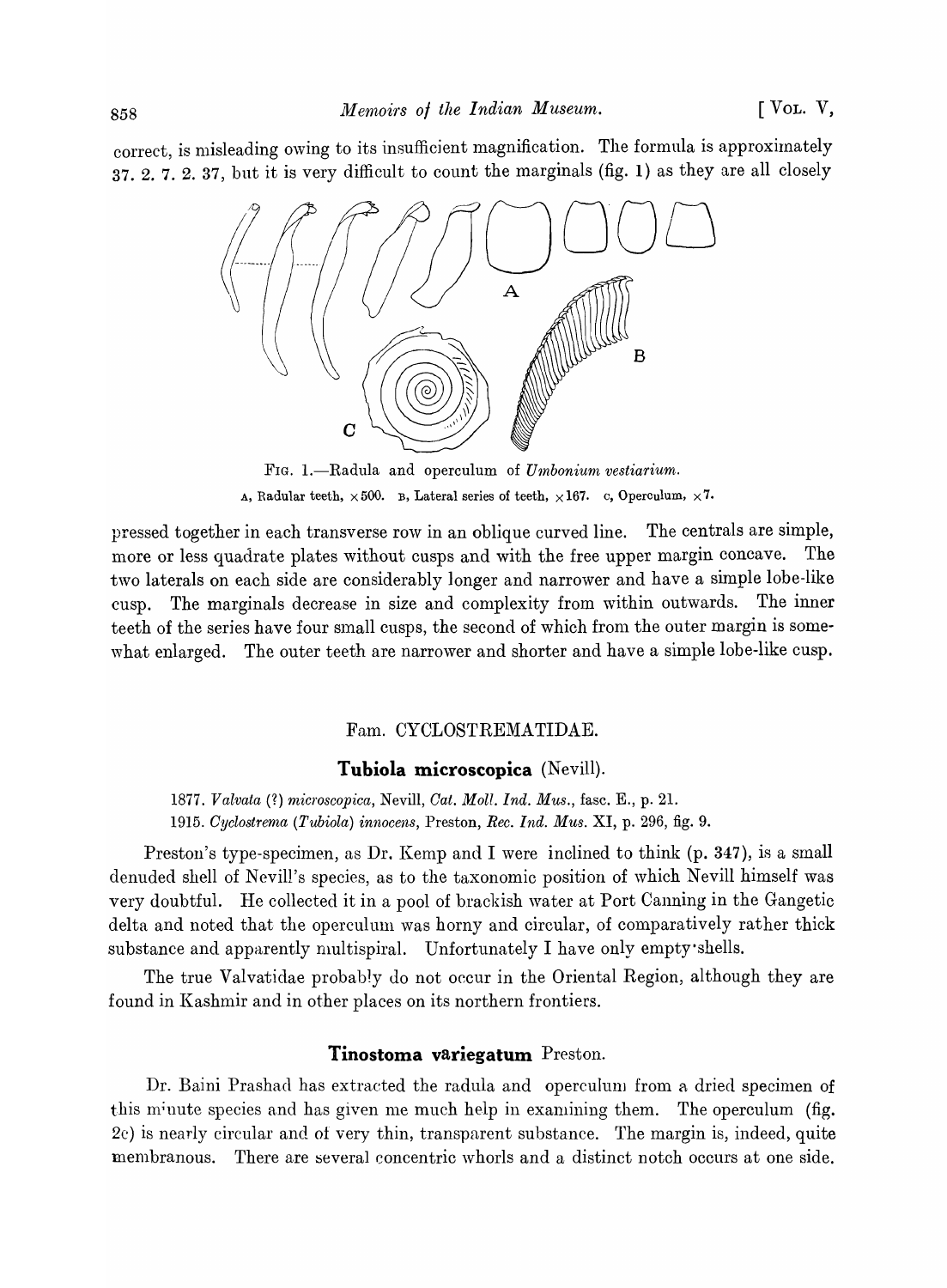correct, is misleading owing to its insufficient magnification. The formula is approximately 37. 2. 7. 2. 37, but it is very difficult to count the marginals (fig. 1) as they are all closely

FIG. 1.—Radula and operculum of *Umbonium vestiarium*.
A, Radular teeth, ×500. B, Lateral series of teeth, ×167. C, Operculum, ×7.

pressed together in each transverse row in an oblique curved line. The centrals are simple, more or less quadrate plates without cusps and with the free upper margin concave. The two laterals on each side are considerably longer and narrower and have a simple lobe-like cusp. The marginals decrease in size and complexity from within outwards. The inner teeth of the series have four small cusps, the second of which from the outer margin is somewhat enlarged. The outer teeth are narrower and shorter and have a simple lobe-like cusp.

## Fam. CYCLOSTREMATIDAE.

### **Tubiola microscopica** (Nevill).

1877. *Valvata* (?) *microscopica*, Nevill, *Cat. Moll. Ind. Mus.*, fasc. E., p. 21.
1915. *Cyclostrema* (*Tubiola*) *innocens*, Preston, *Rec. Ind. Mus.* XI, p. 296, fig. 9.

Preston's type-specimen, as Dr. Kemp and I were inclined to think (p. 347), is a small denuded shell of Nevill's species, as to the taxonomic position of which Nevill himself was very doubtful. He collected it in a pool of brackish water at Port Canning in the Gangetic delta and noted that the operculum was horny and circular, of comparatively rather thick substance and apparently multispiral. Unfortunately I have only empty shells.

The true Valvatidae probably do not occur in the Oriental Region, although they are found in Kashmir and in other places on its northern frontiers.

### **Tinostoma variegatum** Preston.

Dr. Baini Prashad has extracted the radula and operculum from a dried specimen of this minute species and has given me much help in examining them. The operculum (fig. 2c) is nearly circular and of very thin, transparent substance. The margin is, indeed, quite membranous. There are several concentric whorls and a distinct notch occurs at one side.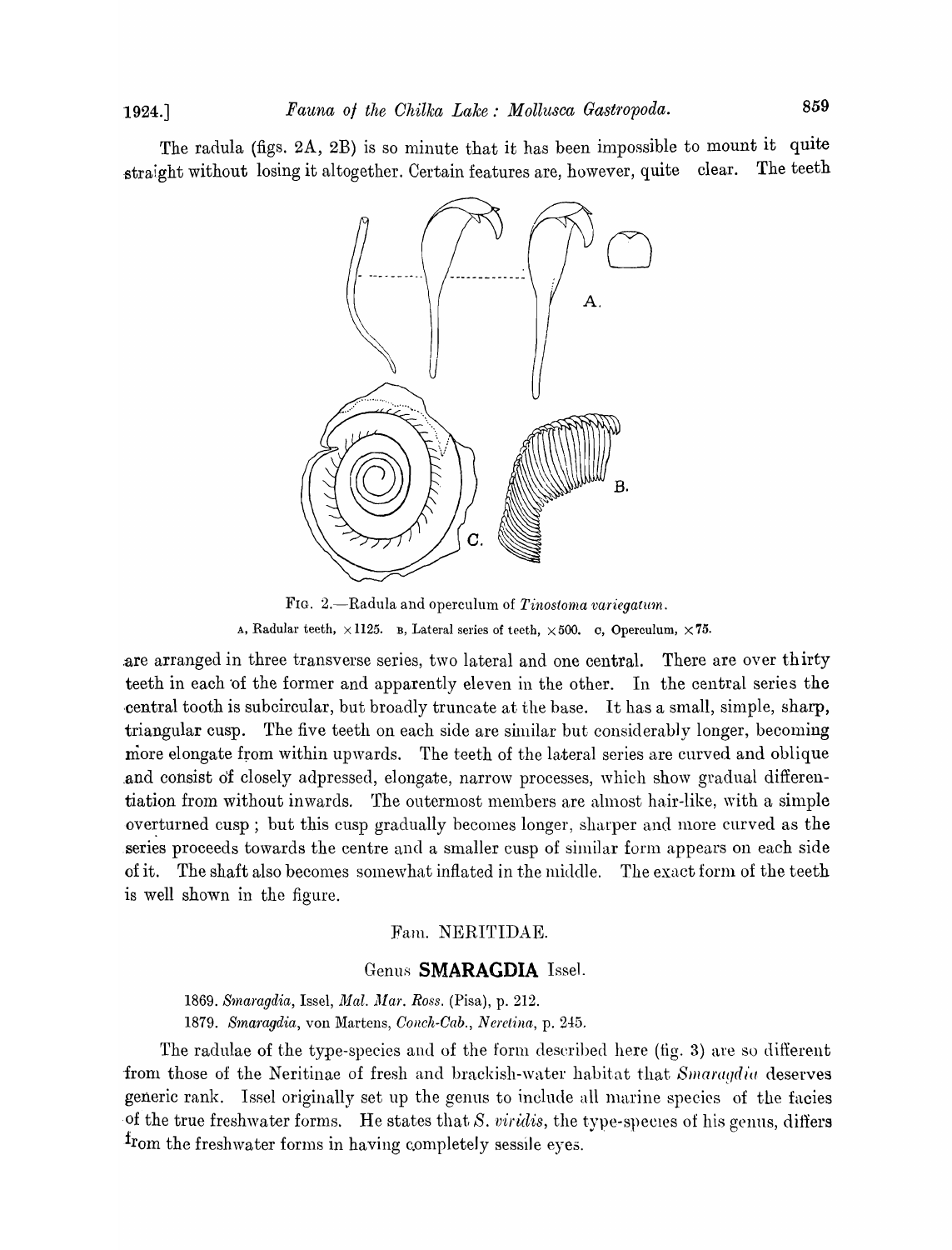The radula (figs. 2A, 2B) is so minute that it has been impossible to mount it quite straight without losing it altogether. Certain features are, however, quite clear. The teeth

FIG. 2.—Radula and operculum of *Tinostoma variegatum*.

A, Radular teeth, $\times 1125$. B, Lateral series of teeth, $\times 500$. C, Operculum, $\times 75$.

are arranged in three transverse series, two lateral and one central. There are over thirty teeth in each of the former and apparently eleven in the other. In the central series the central tooth is subcircular, but broadly truncate at the base. It has a small, simple, sharp, triangular cusp. The five teeth on each side are similar but considerably longer, becoming more elongate from within upwards. The teeth of the lateral series are curved and oblique and consist of closely adpressed, elongate, narrow processes, which show gradual differentiation from without inwards. The outermost members are almost hair-like, with a simple overturned cusp; but this cusp gradually becomes longer, sharper and more curved as the series proceeds towards the centre and a smaller cusp of similar form appears on each side of it. The shaft also becomes somewhat inflated in the middle. The exact form of the teeth is well shown in the figure.

## Fam. NERITIDAE.

### Genus **SMARAGDIA** Issel.

1869. *Smaragdia*, Issel, *Mal. Mar. Ross.* (Pisa), p. 212.

1879. *Smaragdia*, von Martens, *Conch.-Cab.*, *Neretina*, p. 245.

The radulae of the type-species and of the form described here (fig. 3) are so different from those of the Neritinae of fresh and brackish-water habitat that *Smaragdia* deserves generic rank. Issel originally set up the genus to include all marine species of the facies of the true freshwater forms. He states that *S. viridis*, the type-species of his genus, differs from the freshwater forms in having completely sessile eyes.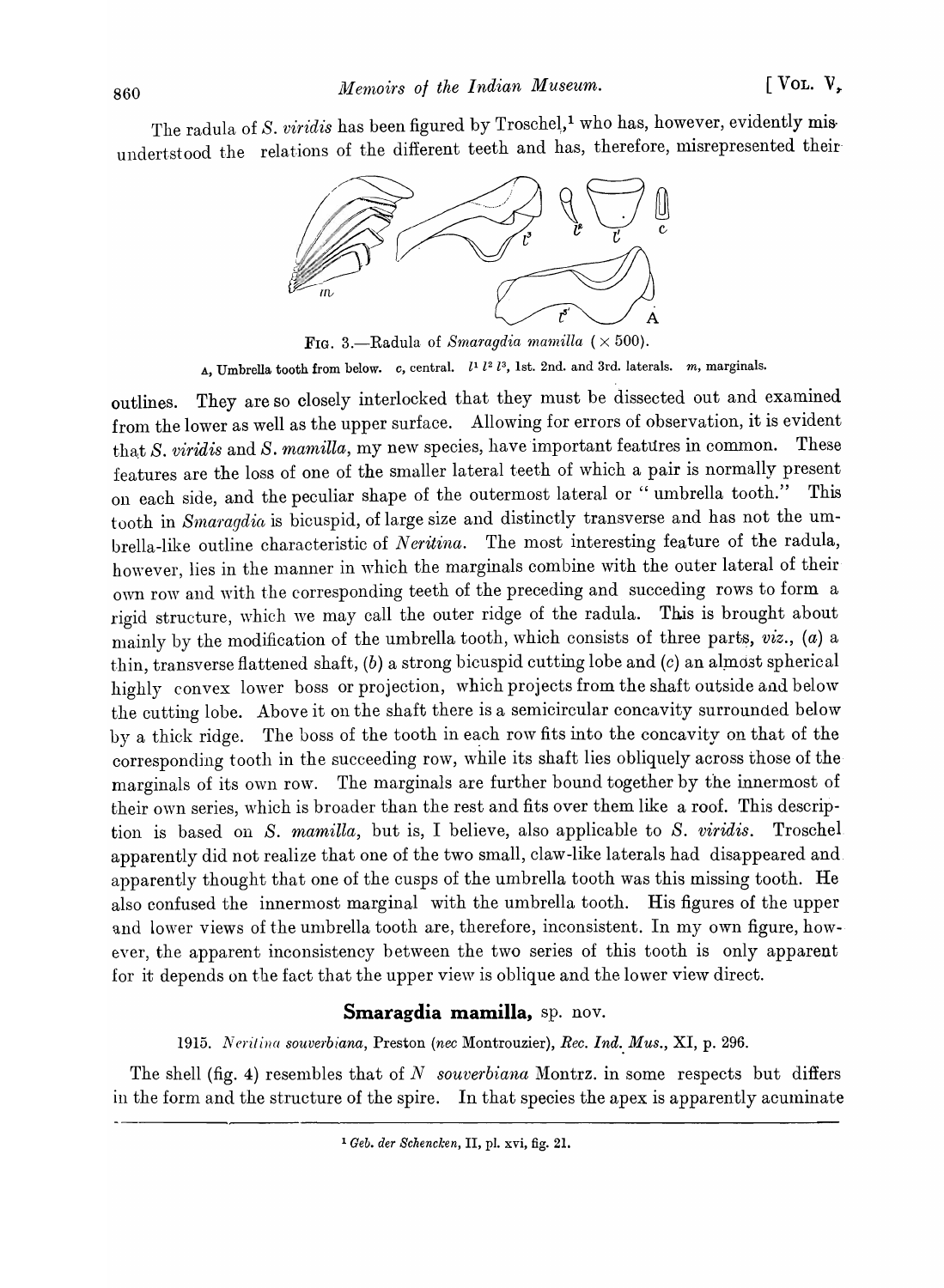The radula of *S. viridis* has been figured by Troschel,[1] who has, however, evidently misundertstood the relations of the different teeth and has, therefore, misrepresented their

FIG. 3.—Radula of *Smaragdia mamilla* (× 500).

A, Umbrella tooth from below. *c*, central. $l^1$ $l^2$ $l^3$, 1st. 2nd. and 3rd. laterals. *m*, marginals.

outlines. They are so closely interlocked that they must be dissected out and examined from the lower as well as the upper surface. Allowing for errors of observation, it is evident that *S. viridis* and *S. mamilla*, my new species, have important features in common. These features are the loss of one of the smaller lateral teeth of which a pair is normally present on each side, and the peculiar shape of the outermost lateral or "umbrella tooth." This tooth in *Smaragdia* is bicuspid, of large size and distinctly transverse and has not the umbrella-like outline characteristic of *Neritina*. The most interesting feature of the radula, however, lies in the manner in which the marginals combine with the outer lateral of their own row and with the corresponding teeth of the preceding and succeding rows to form a rigid structure, which we may call the outer ridge of the radula. This is brought about mainly by the modification of the umbrella tooth, which consists of three parts, *viz.*, (*a*) a thin, transverse flattened shaft, (*b*) a strong bicuspid cutting lobe and (*c*) an almost spherical highly convex lower boss or projection, which projects from the shaft outside and below the cutting lobe. Above it on the shaft there is a semicircular concavity surrounded below by a thick ridge. The boss of the tooth in each row fits into the concavity on that of the corresponding tooth in the succeeding row, while its shaft lies obliquely across those of the marginals of its own row. The marginals are further bound together by the innermost of their own series, which is broader than the rest and fits over them like a roof. This description is based on *S. mamilla*, but is, I believe, also applicable to *S. viridis*. Troschel apparently did not realize that one of the two small, claw-like laterals had disappeared and apparently thought that one of the cusps of the umbrella tooth was this missing tooth. He also confused the innermost marginal with the umbrella tooth. His figures of the upper and lower views of the umbrella tooth are, therefore, inconsistent. In my own figure, however, the apparent inconsistency between the two series of this tooth is only apparent for it depends on the fact that the upper view is oblique and the lower view direct.

## Smaragdia mamilla, sp. nov.

1915. *Neritina souverbiana*, Preston (*nec* Montrouzier), *Rec. Ind. Mus.*, XI, p. 296.

The shell (fig. 4) resembles that of *N souverbiana* Montrz. in some respects but differs in the form and the structure of the spire. In that species the apex is apparently acuminate

[1] *Geb. der Schencken*, II, pl. xvi, fig. 21.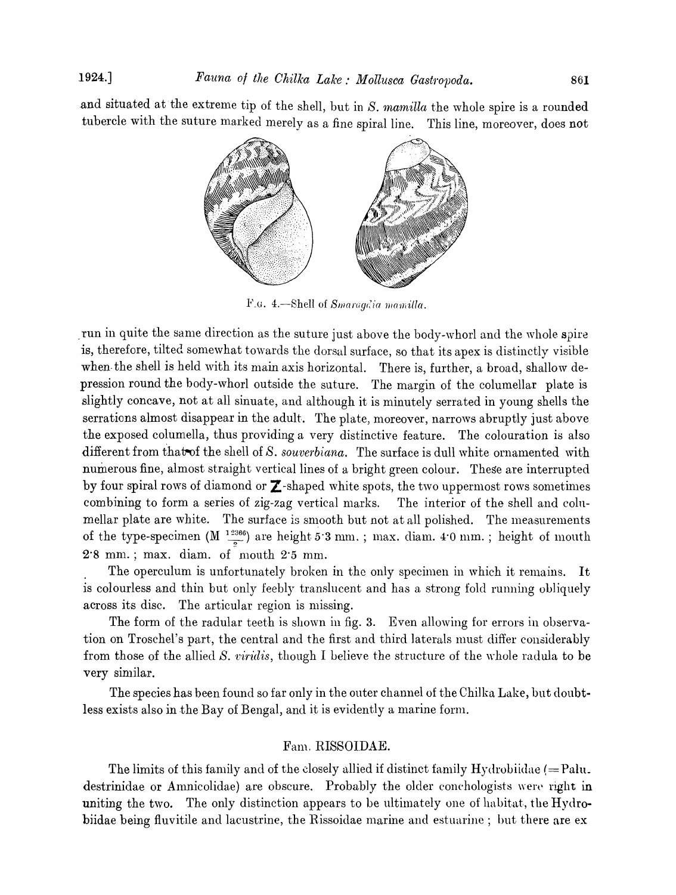and situated at the extreme tip of the shell, but in *S. mamilla* the whole spire is a rounded tubercle with the suture marked merely as a fine spiral line. This line, moreover, does not

FIG. 4.—Shell of *Smaragdia mamilla*.

run in quite the same direction as the suture just above the body-whorl and the whole spire is, therefore, tilted somewhat towards the dorsal surface, so that its apex is distinctly visible when the shell is held with its main axis horizontal. There is, further, a broad, shallow depression round the body-whorl outside the suture. The margin of the columellar plate is slightly concave, not at all sinuate, and although it is minutely serrated in young shells the serrations almost disappear in the adult. The plate, moreover, narrows abruptly just above the exposed columella, thus providing a very distinctive feature. The colouration is also different from that of the shell of *S. souverbiana*. The surface is dull white ornamented with numerous fine, almost straight vertical lines of a bright green colour. These are interrupted by four spiral rows of diamond or Z-shaped white spots, the two uppermost rows sometimes combining to form a series of zig-zag vertical marks. The interior of the shell and columellar plate are white. The surface is smooth but not at all polished. The measurements of the type-specimen (M $\frac{12366}{2}$) are height 5·3 mm.; max. diam. 4·0 mm.; height of mouth 2·8 mm.; max. diam. of mouth 2·5 mm.

The operculum is unfortunately broken in the only specimen in which it remains. It is colourless and thin but only feebly translucent and has a strong fold running obliquely across its disc. The articular region is missing.

The form of the radular teeth is shown in fig. 3. Even allowing for errors in observation on Troschel's part, the central and the first and third laterals must differ considerably from those of the allied *S. viridis*, though I believe the structure of the whole radula to be very similar.

The species has been found so far only in the outer channel of the Chilka Lake, but doubtless exists also in the Bay of Bengal, and it is evidently a marine form.

## Fam. RISSOIDAE.

The limits of this family and of the closely allied if distinct family Hydrobiidae (= Paludestrinidae or Amnicolidae) are obscure. Probably the older conchologists were right in uniting the two. The only distinction appears to be ultimately one of habitat, the Hydrobiidae being fluvitile and lacustrine, the Rissoidae marine and estuarine; but there are ex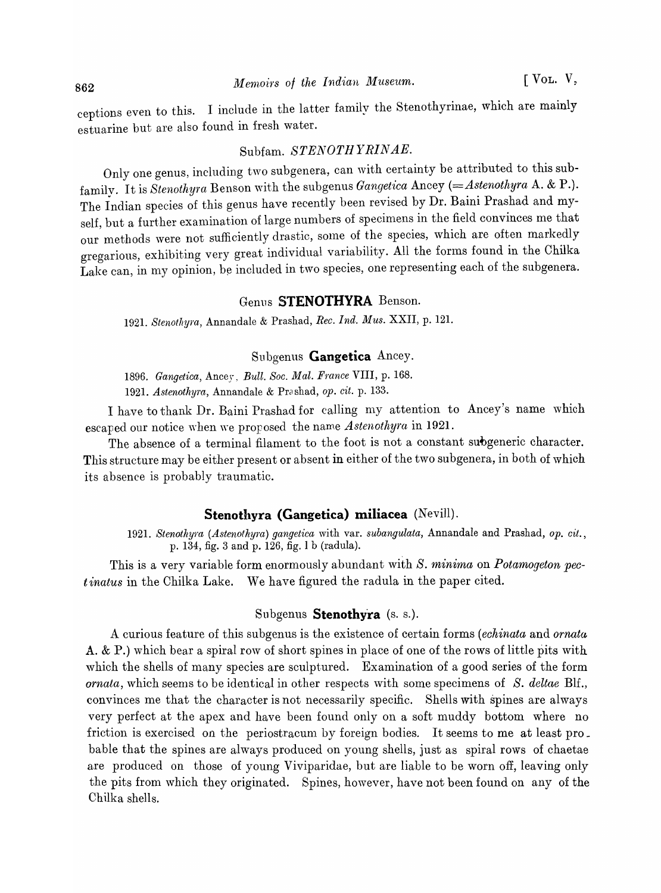ceptions even to this. I include in the latter family the Stenothyrinae, which are mainly estuarine but are also found in fresh water.

## Subfam. *STENOTHYRINAE.*

Only one genus, including two subgenera, can with certainty be attributed to this subfamily. It is *Stenothyra* Benson with the subgenus *Gangetica* Ancey (=*Astenothyra* A. & P.). The Indian species of this genus have recently been revised by Dr. Baini Prashad and myself, but a further examination of large numbers of specimens in the field convinces me that our methods were not sufficiently drastic, some of the species, which are often markedly gregarious, exhibiting very great individual variability. All the forms found in the Chilka Lake can, in my opinion, be included in two species, one representing each of the subgenera.

### Genus **STENOTHYRA** Benson.

1921. *Stenothyra*, Annandale & Prashad, *Rec. Ind. Mus.* XXII, p. 121.

### Subgenus **Gangetica** Ancey.

1896. *Gangetica*, Ancey, *Bull. Soc. Mal. France* VIII, p. 168.
1921. *Astenothyra*, Annandale & Prashad, *op. cit.* p. 133.

I have to thank Dr. Baini Prashad for calling my attention to Ancey's name which escaped our notice when we proposed the name *Astenothyra* in 1921.

The absence of a terminal filament to the foot is not a constant subgeneric character. This structure may be either present or absent in either of the two subgenera, in both of which its absence is probably traumatic.

### **Stenothyra (Gangetica) miliacea** (Nevill).

1921. *Stenothyra (Astenothyra) gangetica* with var. *subangulata*, Annandale and Prashad, *op. cit.*, p. 134, fig. 3 and p. 126, fig. 1 b (radula).

This is a very variable form enormously abundant with *S. minima* on *Potamogeton pectinatus* in the Chilka Lake. We have figured the radula in the paper cited.

### Subgenus **Stenothyra** (s. s.).

A curious feature of this subgenus is the existence of certain forms (*echinata* and *ornata* A. & P.) which bear a spiral row of short spines in place of one of the rows of little pits with which the shells of many species are sculptured. Examination of a good series of the form *ornata*, which seems to be identical in other respects with some specimens of *S. deltae* Blf., convinces me that the character is not necessarily specific. Shells with spines are always very perfect at the apex and have been found only on a soft muddy bottom where no friction is exercised on the periostracum by foreign bodies. It seems to me at least probable that the spines are always produced on young shells, just as spiral rows of chaetae are produced on those of young Viviparidae, but are liable to be worn off, leaving only the pits from which they originated. Spines, however, have not been found on any of the Chilka shells.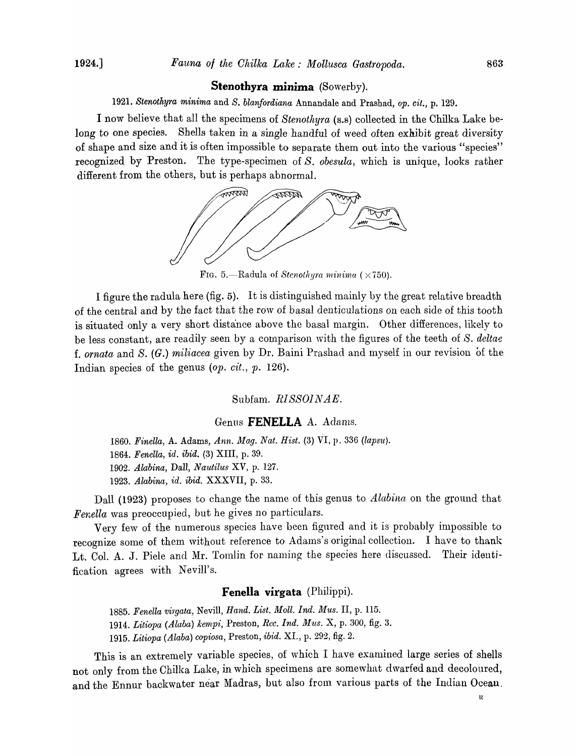## Stenothyra minima (Sowerby).

1921. *Stenothyra minima* and *S. blanfordiana* Annandale and Prashad, *op. cit.*, p. 129.

I now believe that all the specimens of *Stenothyra* (s.s) collected in the Chilka Lake belong to one species. Shells taken in a single handful of weed often exhibit great diversity of shape and size and it is often impossible to separate them out into the various "species" recognized by Preston. The type-specimen of *S. obesula*, which is unique, looks rather different from the others, but is perhaps abnormal.

FIG. 5.—Radula of *Stenothyra minima* (×750).

I figure the radula here (fig. 5). It is distinguished mainly by the great relative breadth of the central and by the fact that the row of basal denticulations on each side of this tooth is situated only a very short distance above the basal margin. Other differences, likely to be less constant, are readily seen by a comparison with the figures of the teeth of *S. deltae* f. *ornata* and *S.* (*G.*) *miliacea* given by Dr. Baini Prashad and myself in our revision of the Indian species of the genus (*op. cit.*, *p.* 126).

### Subfam. *RISSOINAE*.

### Genus FENELLA A. Adams.

1860. *Finella*, A. Adams, *Ann. Mag. Nat. Hist.* (3) VI, p. 336 (*lapsu*).
1864. *Fenella*, *id. ibid.* (3) XIII, p. 39.
1902. *Alabina*, Dall, *Nautilus* XV, p. 127.
1923. *Alabina*, *id. ibid.* XXXVII, p. 33.

Dall (1923) proposes to change the name of this genus to *Alabina* on the ground that *Fenella* was preoccupied, but he gives no particulars.

Very few of the numerous species have been figured and it is probably impossible to recognize some of them without reference to Adams's original collection. I have to thank Lt. Col. A. J. Piele and Mr. Tomlin for naming the species here discussed. Their identification agrees with Nevill's.

## Fenella virgata (Philippi).

1885. *Fenella virgata*, Nevill, *Hand. List. Moll. Ind. Mus.* II, p. 115.
1914. *Litiopa* (*Alaba*) *kempi*, Preston, *Rec. Ind. Mus.* X, p. 300, fig. 3.
1915. *Litiopa* (*Alaba*) *copiosa*, Preston, *ibid.* XI., p. 292, fig. 2.

This is an extremely variable species, of which I have examined large series of shells not only from the Chilka Lake, in which specimens are somewhat dwarfed and decoloured, and the Ennur backwater near Madras, but also from various parts of the Indian Ocean.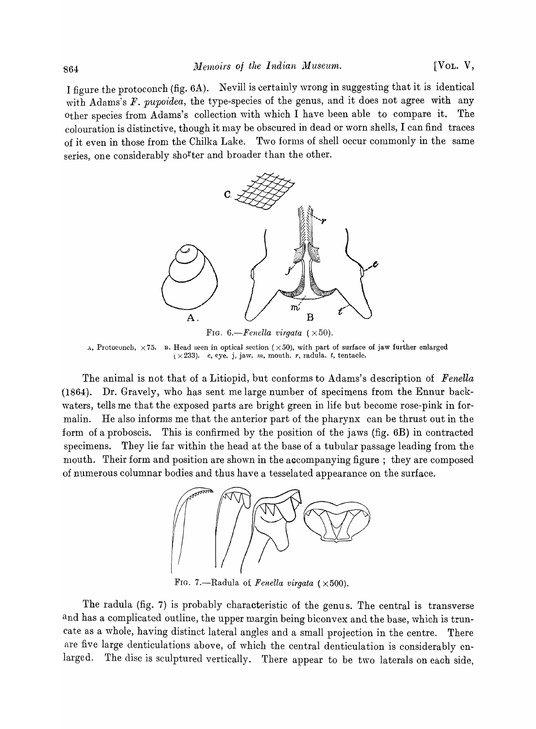I figure the protoconch (fig. 6A). Nevill is certainly wrong in suggesting that it is identical with Adams's *F. pupoidea*, the type-species of the genus, and it does not agree with any other species from Adams's collection with which I have been able to compare it. The colouration is distinctive, though it may be obscured in dead or worn shells, I can find traces of it even in those from the Chilka Lake. Two forms of shell occur commonly in the same series, one considerably shorter and broader than the other.

FIG. 6.—*Fenella virgata* (×50).

A, Protoconch, ×75. B, Head seen in optical section (×50), with part of surface of jaw further enlarged (×233). *e*, eye. j, jaw. *m*, mouth. *r*, radula. *t*, tentacle.

The animal is not that of a Litiopid, but conforms to Adams's description of *Fenella* (1864). Dr. Gravely, who has sent me large number of specimens from the Ennur backwaters, tells me that the exposed parts are bright green in life but become rose-pink in formalin. He also informs me that the anterior part of the pharynx can be thrust out in the form of a proboscis. This is confirmed by the position of the jaws (fig. 6B) in contracted specimens. They lie far within the head at the base of a tubular passage leading from the mouth. Their form and position are shown in the accompanying figure ; they are composed of numerous columnar bodies and thus have a tesselated appearance on the surface.

FIG. 7.—Radula of *Fenella virgata* (×500).

The radula (fig. 7) is probably characteristic of the genus. The central is transverse and has a complicated outline, the upper margin being biconvex and the base, which is truncate as a whole, having distinct lateral angles and a small projection in the centre. There are five large denticulations above, of which the central denticulation is considerably enlarged. The disc is sculptured vertically. There appear to be two laterals on each side,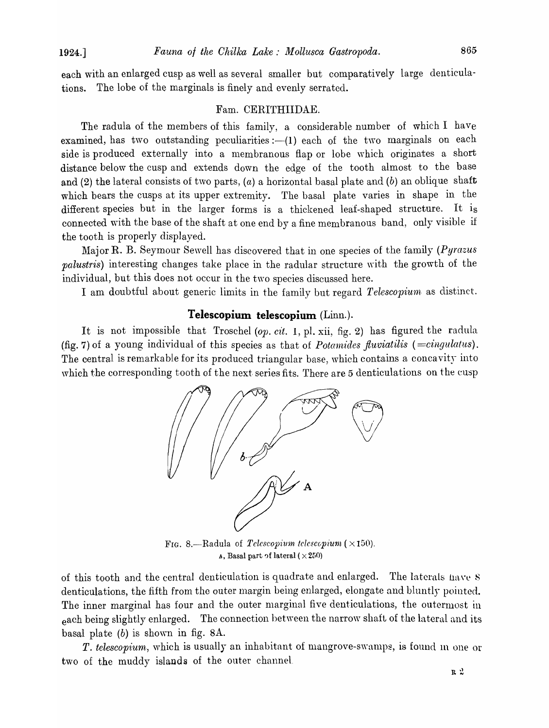each with an enlarged cusp as well as several smaller but comparatively large denticulations. The lobe of the marginals is finely and evenly serrated.

## Fam. CERITHIIDAE.

The radula of the members of this family, a considerable number of which I have examined, has two outstanding peculiarities :—(1) each of the two marginals on each side is produced externally into a membranous flap or lobe which originates a short distance below the cusp and extends down the edge of the tooth almost to the base and (2) the lateral consists of two parts, (*a*) a horizontal basal plate and (*b*) an oblique shaft which bears the cusps at its upper extremity. The basal plate varies in shape in the different species but in the larger forms is a thickened leaf-shaped structure. It is connected with the base of the shaft at one end by a fine membranous band, only visible if the tooth is properly displayed.

Major R. B. Seymour Sewell has discovered that in one species of the family (*Pyrazus palustris*) interesting changes take place in the radular structure with the growth of the individual, but this does not occur in the two species discussed here.

I am doubtful about generic limits in the family but regard *Telescopium* as distinct.

### **Telescopium telescopium** (Linn.).

It is not impossible that Troschel (*op. cit.* I, pl. xii, fig. 2) has figured the radula (fig. 7) of a young individual of this species as that of *Potamides fluviatilis* (=*cingulatus*). The central is remarkable for its produced triangular base, which contains a concavity into which the corresponding tooth of the next series fits. There are 5 denticulations on the cusp

FIG. 8.—Radula of *Telescopium telescopium* (×150).
A, Basal part of lateral (×250)

of this tooth and the central denticulation is quadrate and enlarged. The laterals have 8 denticulations, the fifth from the outer margin being enlarged, elongate and bluntly pointed. The inner marginal has four and the outer marginal five denticulations, the outermost in each being slightly enlarged. The connection between the narrow shaft of the lateral and its basal plate (*b*) is shown in fig. 8A.

*T. telescopium*, which is usually an inhabitant of mangrove-swamps, is found in one or two of the muddy islands of the outer channel.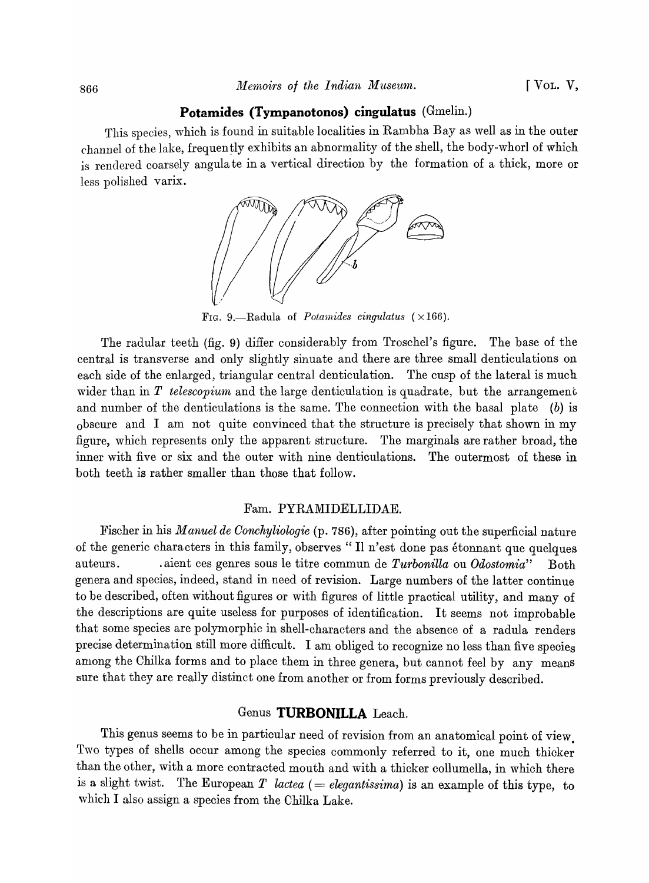## **Potamides (Tympanotonos) cingulatus** (Gmelin.)

This species, which is found in suitable localities in Rambha Bay as well as in the outer channel of the lake, frequently exhibits an abnormality of the shell, the body-whorl of which is rendered coarsely angulate in a vertical direction by the formation of a thick, more or less polished varix.

FIG. 9.—Radula of *Potamides cingulatus* (×166).

The radular teeth (fig. 9) differ considerably from Troschel's figure. The base of the central is transverse and only slightly sinuate and there are three small denticulations on each side of the enlarged, triangular central denticulation. The cusp of the lateral is much wider than in *T telescopium* and the large denticulation is quadrate, but the arrangement and number of the denticulations is the same. The connection with the basal plate (*b*) is obscure and I am not quite convinced that the structure is precisely that shown in my figure, which represents only the apparent structure. The marginals are rather broad, the inner with five or six and the outer with nine denticulations. The outermost of these in both teeth is rather smaller than those that follow.

### Fam. PYRAMIDELLIDAE.

Fischer in his *Manuel de Conchyliologie* (p. 786), after pointing out the superficial nature of the generic characters in this family, observes " Il n'est done pas étonnant que quelques auteurs. .aient ces genres sous le titre commun de *Turbonilla* ou *Odostomia*" Both genera and species, indeed, stand in need of revision. Large numbers of the latter continue to be described, often without figures or with figures of little practical utility, and many of the descriptions are quite useless for purposes of identification. It seems not improbable that some species are polymorphic in shell-characters and the absence of a radula renders precise determination still more difficult. I am obliged to recognize no less than five species among the Chilka forms and to place them in three genera, but cannot feel by any means sure that they are really distinct one from another or from forms previously described.

### Genus **TURBONILLA** Leach.

This genus seems to be in particular need of revision from an anatomical point of view. Two types of shells occur among the species commonly referred to it, one much thicker than the other, with a more contracted mouth and with a thicker collumella, in which there is a slight twist. The European *T lactea* (= *elegantissima*) is an example of this type, to which I also assign a species from the Chilka Lake.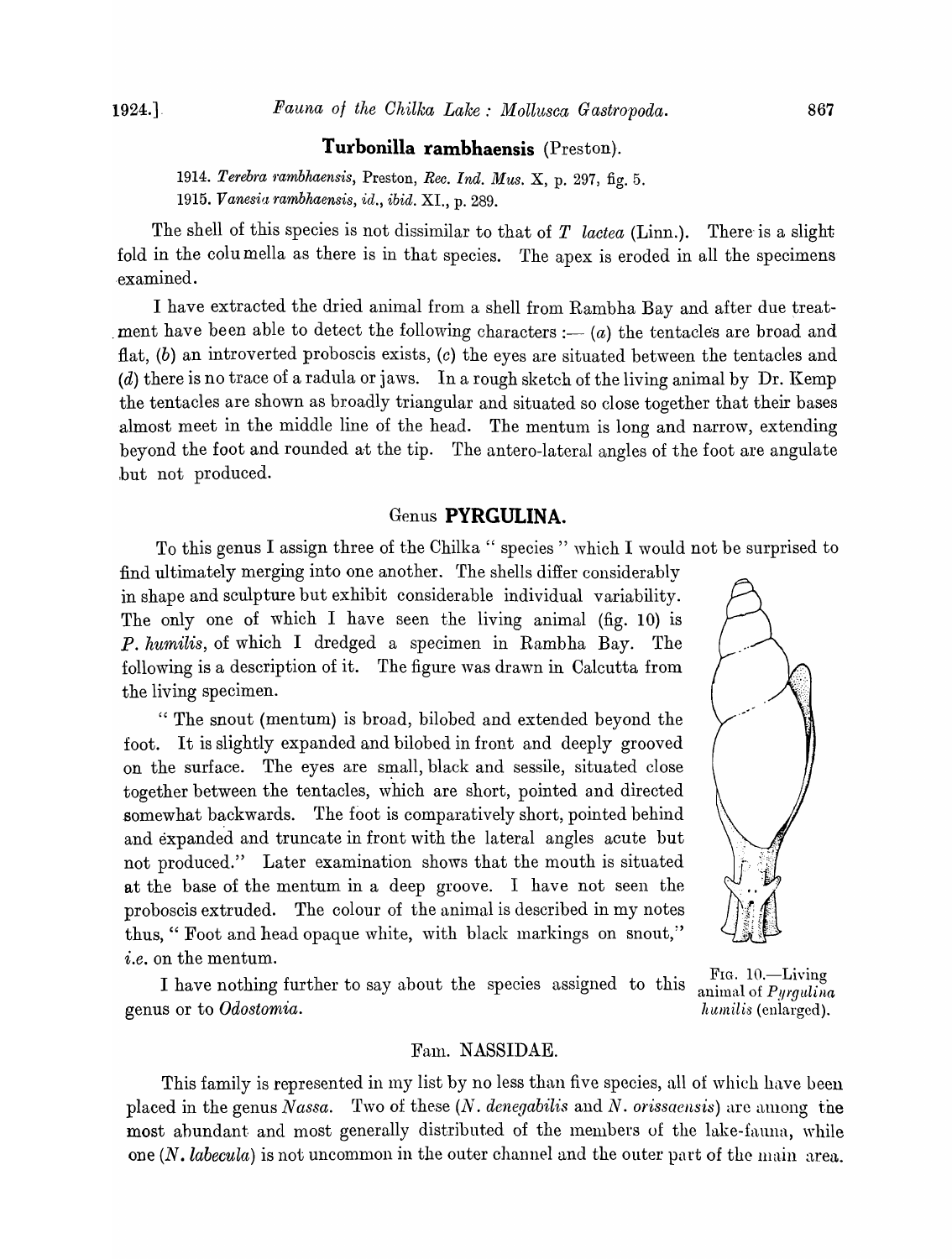### Turbonilla rambhaensis (Preston).

1914. *Terebra rambhaensis*, Preston, *Rec. Ind. Mus.* X, p. 297, fig. 5.
1915. *Vanesia rambhaensis*, *id.*, *ibid.* XI., p. 289.

The shell of this species is not dissimilar to that of *T lactea* (Linn.). There is a slight fold in the columella as there is in that species. The apex is eroded in all the specimens examined.

I have extracted the dried animal from a shell from Rambha Bay and after due treatment have been able to detect the following characters :— (*a*) the tentacles are broad and flat, (*b*) an introverted proboscis exists, (*c*) the eyes are situated between the tentacles and (*d*) there is no trace of a radula or jaws. In a rough sketch of the living animal by Dr. Kemp the tentacles are shown as broadly triangular and situated so close together that their bases almost meet in the middle line of the head. The mentum is long and narrow, extending beyond the foot and rounded at the tip. The antero-lateral angles of the foot are angulate but not produced.

## Genus PYRGULINA.

To this genus I assign three of the Chilka " species " which I would not be surprised to find ultimately merging into one another. The shells differ considerably in shape and sculpture but exhibit considerable individual variability. The only one of which I have seen the living animal (fig. 10) is *P. humilis*, of which I dredged a specimen in Rambha Bay. The following is a description of it. The figure was drawn in Calcutta from the living specimen.

" The snout (mentum) is broad, bilobed and extended beyond the foot. It is slightly expanded and bilobed in front and deeply grooved on the surface. The eyes are small, black and sessile, situated close together between the tentacles, which are short, pointed and directed somewhat backwards. The foot is comparatively short, pointed behind and expanded and truncate in front with the lateral angles acute but not produced." Later examination shows that the mouth is situated at the base of the mentum in a deep groove. I have not seen the proboscis extruded. The colour of the animal is described in my notes thus, " Foot and head opaque white, with black markings on snout," *i.e.* on the mentum.

FIG. 10.—Living animal of *Pyrgulina humilis* (enlarged).

I have nothing further to say about the species assigned to this genus or to *Odostomia*.

## Fam. NASSIDAE.

This family is represented in my list by no less than five species, all of which have been placed in the genus *Nassa*. Two of these (*N. denegabilis* and *N. orissaensis*) are among the most abundant and most generally distributed of the members of the lake-fauna, while one (*N. labecula*) is not uncommon in the outer channel and the outer part of the main area.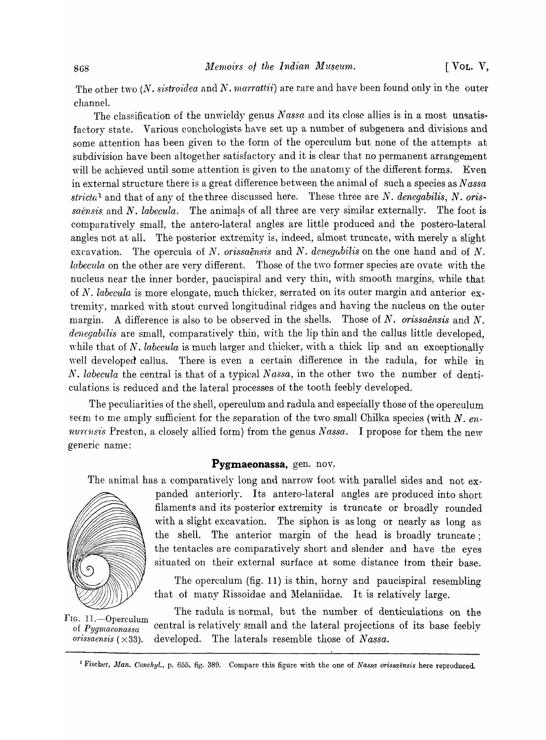The other two (*N. sistroidea* and *N. marrattii*) are rare and have been found only in the outer channel.

The classification of the unwieldy genus *Nassa* and its close allies is in a most unsatisfactory state. Various conchologists have set up a number of subgenera and divisions and some attention has been given to the form of the operculum but none of the attempts at subdivision have been altogether satisfactory and it is clear that no permanent arrangement will be achieved until some attention is given to the anatomy of the different forms. Even in external structure there is a great difference between the animal of such a species as *Nassa stricta*[1] and that of any of the three discussed here. These three are *N. denegabilis*, *N. orissaënsis* and *N. labecula*. The animals of all three are very similar externally. The foot is comparatively small, the antero-lateral angles are little produced and the postero-lateral angles not at all. The posterior extremity is, indeed, almost truncate, with merely a slight excavation. The opercula of *N. orissaënsis* and *N. denegabilis* on the one hand and of *N. labecula* on the other are very different. Those of the two former species are ovate with the nucleus near the inner border, paucispiral and very thin, with smooth margins, while that of *N. labecula* is more elongate, much thicker, serrated on its outer margin and anterior extremity, marked with stout curved longitudinal ridges and having the nucleus on the outer margin. A difference is also to be observed in the shells. Those of *N. orissaënsis* and *N. denegabilis* are small, comparatively thin, with the lip thin and the callus little developed, while that of *N. labecula* is much larger and thicker, with a thick lip and an exceptionally well developed callus. There is even a certain difference in the radula, for while in *N. labecula* the central is that of a typical *Nassa*, in the other two the number of denticulations is reduced and the lateral processes of the tooth feebly developed.

The peculiarities of the shell, operculum and radula and especially those of the operculum seem to me amply sufficient for the separation of the two small Chilka species (with *N. ennurensis* Preston, a closely allied form) from the genus *Nassa*. I propose for them the new generic name:

## Pygmaeonassa, gen. nov.

The animal has a comparatively long and narrow foot with parallel sides and not expanded anteriorly. Its antero-lateral angles are produced into short filaments and its posterior extremity is truncate or broadly rounded with a slight excavation. The siphon is as long or nearly as long as the shell. The anterior margin of the head is broadly truncate; the tentacles are comparatively short and slender and have the eyes situated on their external surface at some distance from their base.

The operculum (fig. 11) is thin, horny and paucispiral resembling that of many Rissoidae and Melaniidae. It is relatively large.

FIG. 11.—Operculum of *Pygmaeonassa orissaensis* (×33).

The radula is normal, but the number of denticulations on the central is relatively small and the lateral projections of its base feebly developed. The laterals resemble those of *Nassa*.

---

[1] Fischer, *Man. Conchyl.*, p. 655, fig. 389. Compare this figure with the one of *Nassa orissaënsis* here reproduced.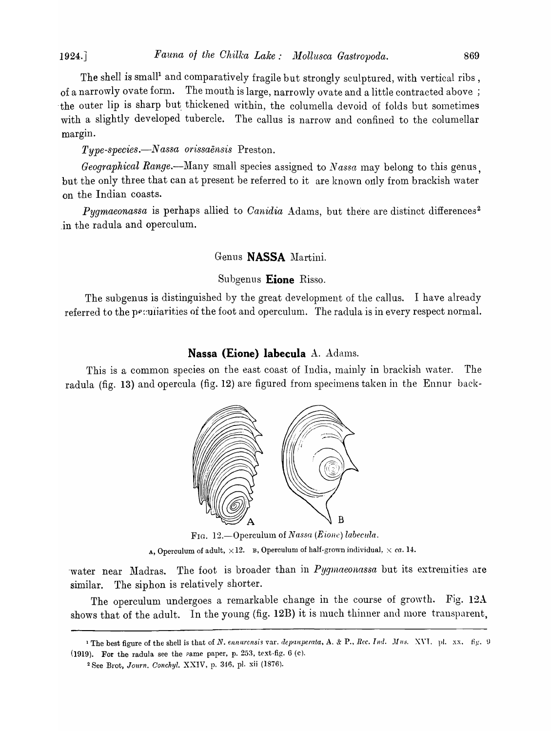The shell is small[1] and comparatively fragile but strongly sculptured, with vertical ribs, of a narrowly ovate form. The mouth is large, narrowly ovate and a little contracted above; the outer lip is sharp but thickened within, the columella devoid of folds but sometimes with a slightly developed tubercle. The callus is narrow and confined to the columellar margin.

*Type-species.—Nassa orissaënsis* Preston.

*Geographical Range.*—Many small species assigned to *Nassa* may belong to this genus, but the only three that can at present be referred to it are known only from brackish water on the Indian coasts.

*Pygmaeonassa* is perhaps allied to *Canidia* Adams, but there are distinct differences[2] in the radula and operculum.

## Genus **NASSA** Martini.

### Subgenus **Eione** Risso.

The subgenus is distinguished by the great development of the callus. I have already referred to the peculiarities of the foot and operculum. The radula is in every respect normal.

### **Nassa (Eione) labecula** A. Adams.

This is a common species on the east coast of India, mainly in brackish water. The radula (fig. 13) and opercula (fig. 12) are figured from specimens taken in the Ennur back-

FIG. 12.—Operculum of *Nassa* (*Eione*) *labecula*.

A, Operculum of adult, ×12. B, Operculum of half-grown individual, × *ca.* 14.

water near Madras. The foot is broader than in *Pygmaeonassa* but its extremities are similar. The siphon is relatively shorter.

The operculum undergoes a remarkable change in the course of growth. Fig. 12A shows that of the adult. In the young (fig. 12B) it is much thinner and more transparent,

---

[1] The best figure of the shell is that of *N. ennurensis* var. *depauperata*, A. & P., *Rec. Ind. Mus.* XVI, pl. xx, fig. 9 (1919). For the radula see the same paper, p. 253, text-fig. 6 (c).

[2] See Brot, *Journ. Conchyl.* XXIV, p. 346, pl. xii (1876).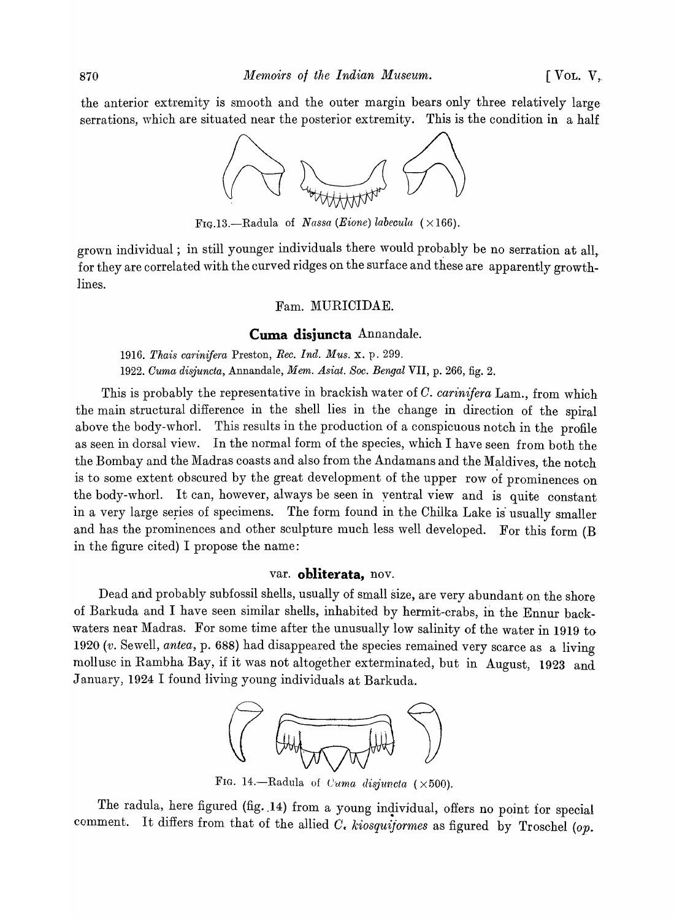the anterior extremity is smooth and the outer margin bears only three relatively large serrations, which are situated near the posterior extremity. This is the condition in a half

FIG. 13.—Radula of *Nassa (Eione) labecula* (×166).

grown individual; in still younger individuals there would probably be no serration at all, for they are correlated with the curved ridges on the surface and these are apparently growth-lines.

## Fam. MURICIDAE.

### **Cuma disjuncta** Annandale.

1916. *Thais carinifera* Preston, *Rec. Ind. Mus.* x. p. 299.
1922. *Cuma disjuncta*, Annandale, *Mem. Asiat. Soc. Bengal* VII, p. 266, fig. 2.

This is probably the representative in brackish water of *C. carinifera* Lam., from which the main structural difference in the shell lies in the change in direction of the spiral above the body-whorl. This results in the production of a conspicuous notch in the profile as seen in dorsal view. In the normal form of the species, which I have seen from both the the Bombay and the Madras coasts and also from the Andamans and the Maldives, the notch is to some extent obscured by the great development of the upper row of prominences on the body-whorl. It can, however, always be seen in ventral view and is quite constant in a very large series of specimens. The form found in the Chilka Lake is usually smaller and has the prominences and other sculpture much less well developed. For this form (B in the figure cited) I propose the name:

### var. **obliterata,** nov.

Dead and probably subfossil shells, usually of small size, are very abundant on the shore of Barkuda and I have seen similar shells, inhabited by hermit-crabs, in the Ennur backwaters near Madras. For some time after the unusually low salinity of the water in 1919 to 1920 (*v.* Sewell, *antea*, p. 688) had disappeared the species remained very scarce as a living mollusc in Rambha Bay, if it was not altogether exterminated, but in August, 1923 and January, 1924 I found living young individuals at Barkuda.

FIG. 14.—Radula of *Cuma disjuncta* (×500).

The radula, here figured (fig. 14) from a young individual, offers no point for special comment. It differs from that of the allied *C. kiosquiformes* as figured by Troschel (*op.*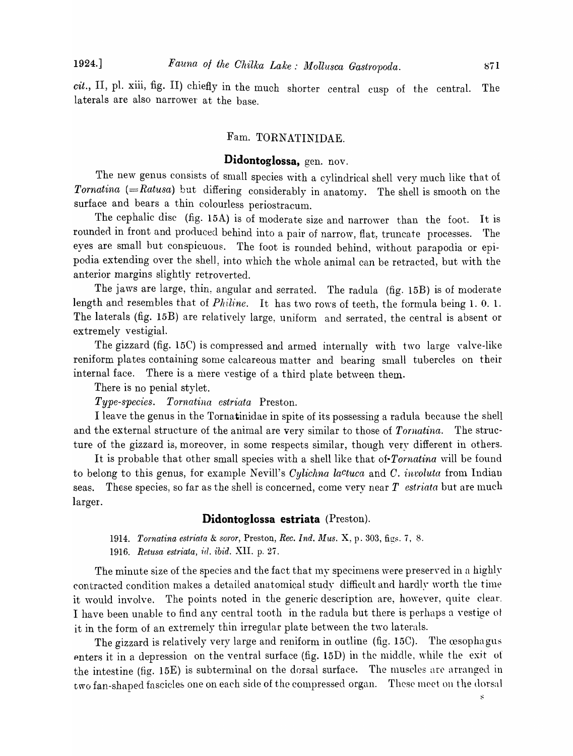*cit.*, II, pl. xiii, fig. II) chiefly in the much shorter central cusp of the central. The laterals are also narrower at the base.

## Fam. TORNATINIDAE.

### **Didontoglossa,** gen. nov.

The new genus consists of small species with a cylindrical shell very much like that of *Tornatina* (=*Ratusa*) but differing considerably in anatomy. The shell is smooth on the surface and bears a thin colourless periostracum.

The cephalic disc (fig. 15A) is of moderate size and narrower than the foot. It is rounded in front and produced behind into a pair of narrow, flat, truncate processes. The eyes are small but conspicuous. The foot is rounded behind, without parapodia or epipodia extending over the shell, into which the whole animal can be retracted, but with the anterior margins slightly retroverted.

The jaws are large, thin, angular and serrated. The radula (fig. 15B) is of moderate length and resembles that of *Philine*. It has two rows of teeth, the formula being 1. 0. 1. The laterals (fig. 15B) are relatively large, uniform and serrated, the central is absent or extremely vestigial.

The gizzard (fig. 15C) is compressed and armed internally with two large valve-like reniform plates containing some calcareous matter and bearing small tubercles on their internal face. There is a mere vestige of a third plate between them.

There is no penial stylet.

*Type-species. Tornatina estriata* Preston.

I leave the genus in the Tornatinidae in spite of its possessing a radula because the shell and the external structure of the animal are very similar to those of *Tornatina*. The structure of the gizzard is, moreover, in some respects similar, though very different in others.

It is probable that other small species with a shell like that of *Tornatina* will be found to belong to this genus, for example Nevill's *Cylichna lactuca* and *C. involuta* from Indian seas. These species, so far as the shell is concerned, come very near *T estriata* but are much larger.

### **Didontoglossa estriata** (Preston).

1914. *Tornatina estriata* & *soror*, Preston, *Rec. Ind. Mus.* X, p. 303, figs. 7, 8.
1916. *Retusa estriata*, *id. ibid.* XII. p. 27.

The minute size of the species and the fact that my specimens were preserved in a highly contracted condition makes a detailed anatomical study difficult and hardly worth the time it would involve. The points noted in the generic description are, however, quite clear. I have been unable to find any central tooth in the radula but there is perhaps a vestige of it in the form of an extremely thin irregular plate between the two laterals.

The gizzard is relatively very large and reniform in outline (fig. 15C). The œsophagus enters it in a depression on the ventral surface (fig. 15D) in the middle, while the exit of the intestine (fig. 15E) is subterminal on the dorsal surface. The muscles are arranged in two fan-shaped fascicles one on each side of the compressed organ. These meet on the dorsal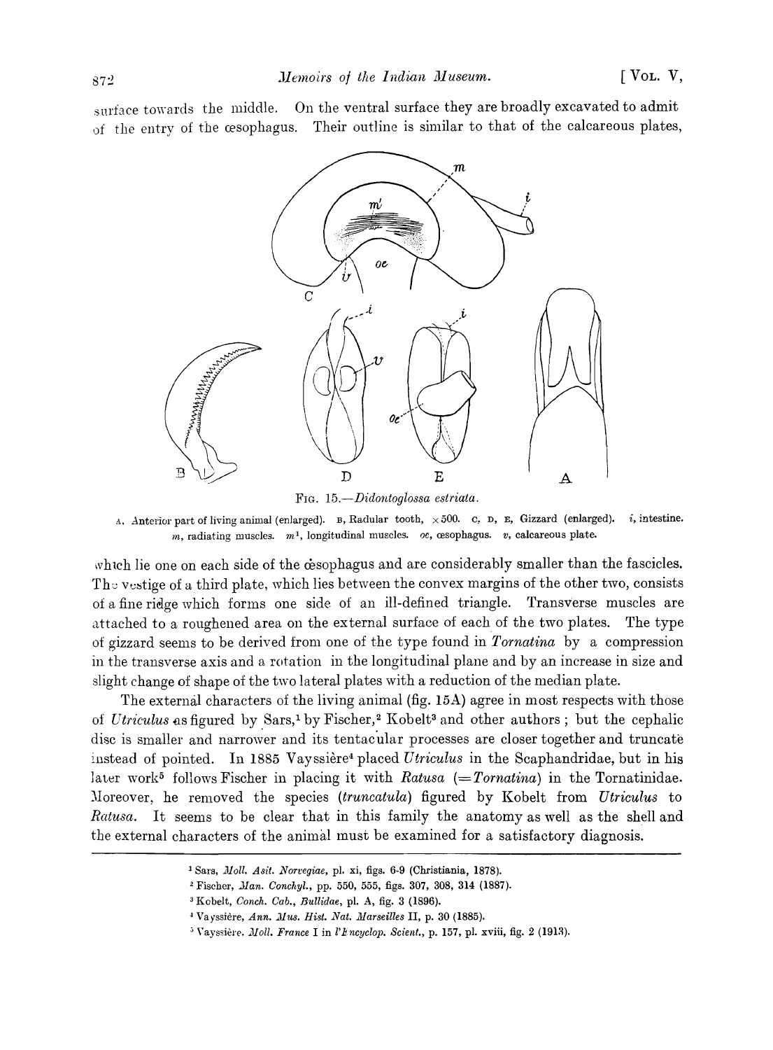surface towards the middle. On the ventral surface they are broadly excavated to admit of the entry of the œsophagus. Their outline is similar to that of the calcareous plates,

FIG. 15.—*Didontoglossa estriata.*

A, Anterior part of living animal (enlarged). B, Radular tooth, ×500. C, D, E, Gizzard (enlarged). *i*, intestine. *m*, radiating muscles. $m^1$, longitudinal muscles. *oe*, œsophagus. *v*, calcareous plate.

which lie one on each side of the œsophagus and are considerably smaller than the fascicles. The vestige of a third plate, which lies between the convex margins of the other two, consists of a fine ridge which forms one side of an ill-defined triangle. Transverse muscles are attached to a roughened area on the external surface of each of the two plates. The type of gizzard seems to be derived from one of the type found in *Tornatina* by a compression in the transverse axis and a rotation in the longitudinal plane and by an increase in size and slight change of shape of the two lateral plates with a reduction of the median plate.

The external characters of the living animal (fig. 15A) agree in most respects with those of *Utriculus* as figured by Sars,[1] by Fischer,[2] Kobelt[3] and other authors; but the cephalic disc is smaller and narrower and its tentacular processes are closer together and truncate instead of pointed. In 1885 Vayssière[4] placed *Utriculus* in the Scaphandridae, but in his later work[5] follows Fischer in placing it with *Ratusa* (=*Tornatina*) in the Tornatinidae. Moreover, he removed the species (*truncatula*) figured by Kobelt from *Utriculus* to *Ratusa*. It seems to be clear that in this family the anatomy as well as the shell and the external characters of the animal must be examined for a satisfactory diagnosis.

---

[1] Sars, *Moll. Asit. Norvegiae*, pl. xi, figs. 6-9 (Christiania, 1878).

[2] Fischer, *Man. Conchyl.*, pp. 550, 555, figs. 307, 308, 314 (1887).

[3] Kobelt, *Conch. Cab., Bullidae*, pl. A, fig. 3 (1896).

[4] Vayssière, *Ann. Mus. Hist. Nat. Marseilles* II, p. 30 (1885).

[5] Vayssière. *Moll. France* I in *l'Encyclop. Scient.*, p. 157, pl. xviii, fig. 2 (1913).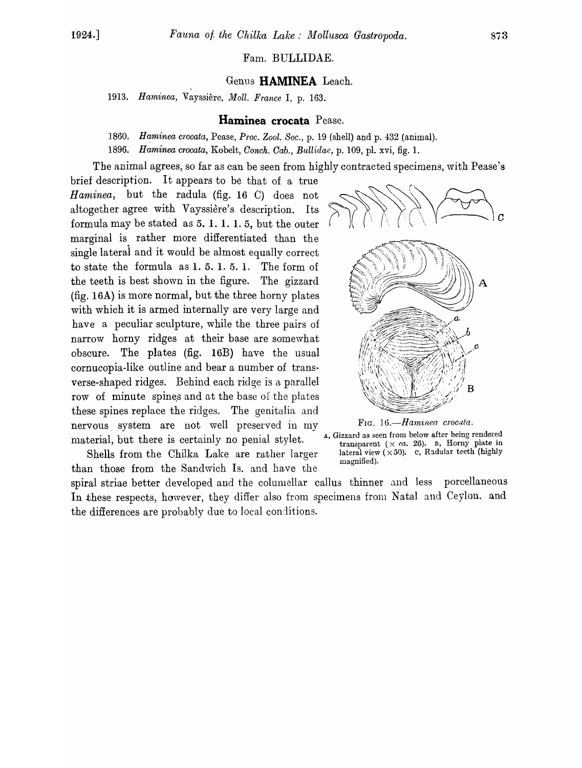## Fam. BULLIDAE.

### Genus **HAMINEA** Leach.

1913. *Haminea*, Vayssière, *Moll. France* I, p. 163.

### Haminea crocata Pease.

1860. *Haminea crocata*, Pease, *Proc. Zool. Soc.*, p. 19 (shell) and p. 432 (animal).

1896. *Haminea crocata*, Kobelt, *Conch. Cab., Bullidae*, p. 109, pl. xvi, fig. 1.

The animal agrees, so far as can be seen from highly contracted specimens, with Pease's brief description. It appears to be that of a true *Haminea*, but the radula (fig. 16 C) does not altogether agree with Vayssière's description. Its formula may be stated as 5. 1. 1. 1. 5, but the outer marginal is rather more differentiated than the single lateral and it would be almost equally correct to state the formula as 1. 5. 1. 5. 1. The form of the teeth is best shown in the figure. The gizzard (fig. 16A) is more normal, but the three horny plates with which it is armed internally are very large and have a peculiar sculpture, while the three pairs of narrow horny ridges at their base are somewhat obscure. The plates (fig. 16B) have the usual cornucopia-like outline and bear a number of transverse-shaped ridges. Behind each ridge is a parallel row of minute spines and at the base of the plates these spines replace the ridges. The genitalia and nervous system are not well preserved in my material, but there is certainly no penial stylet.

FIG. 16.—*Haminea crocata.*

A, Gizzard as seen from below after being rendered transparent (× *ca.* 26). B, Horny plate in lateral view (×50). C, Radular teeth (highly magnified).

Shells from the Chilka Lake are rather larger than those from the Sandwich Is. and have the spiral striae better developed and the columellar callus thinner and less porcellaneous In these respects, however, they differ also from specimens from Natal and Ceylon. and the differences are probably due to local conditions.